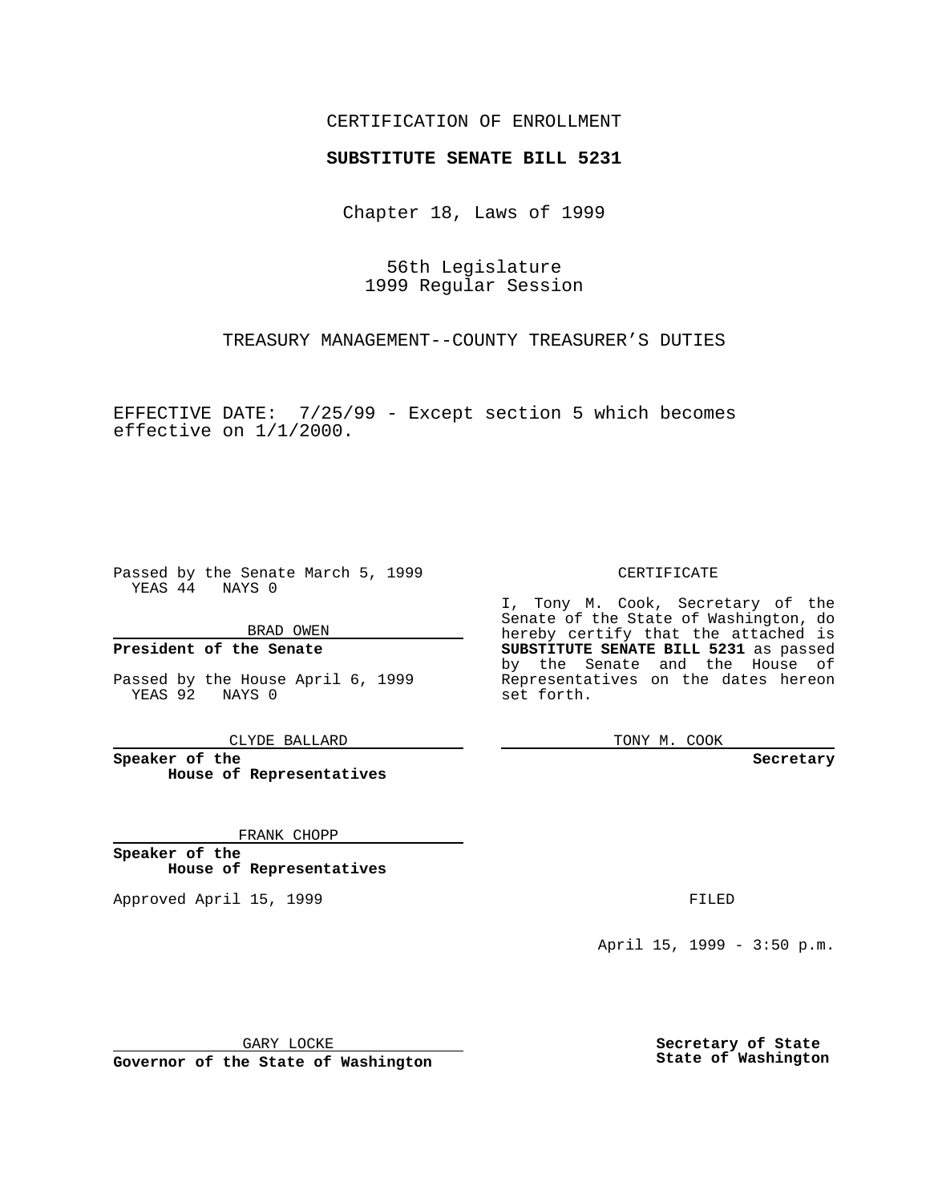CERTIFICATION OF ENROLLMENT

**SUBSTITUTE SENATE BILL 5231**

Chapter 18, Laws of 1999

56th Legislature
1999 Regular Session

TREASURY MANAGEMENT--COUNTY TREASURER'S DUTIES

EFFECTIVE DATE: 7/25/99 - Except section 5 which becomes effective on 1/1/2000.

Passed by the Senate March 5, 1999
YEAS 44 NAYS 0

BRAD OWEN

**President of the Senate**

Passed by the House April 6, 1999
YEAS 92 NAYS 0

CLYDE BALLARD

**Speaker of the House of Representatives**

FRANK CHOPP

**Speaker of the House of Representatives**

Approved April 15, 1999

GARY LOCKE

**Governor of the State of Washington**

CERTIFICATE

I, Tony M. Cook, Secretary of the Senate of the State of Washington, do hereby certify that the attached is **SUBSTITUTE SENATE BILL 5231** as passed by the Senate and the House of Representatives on the dates hereon set forth.

TONY M. COOK

**Secretary**

FILED

April 15, 1999 - 3:50 p.m.

**Secretary of State State of Washington**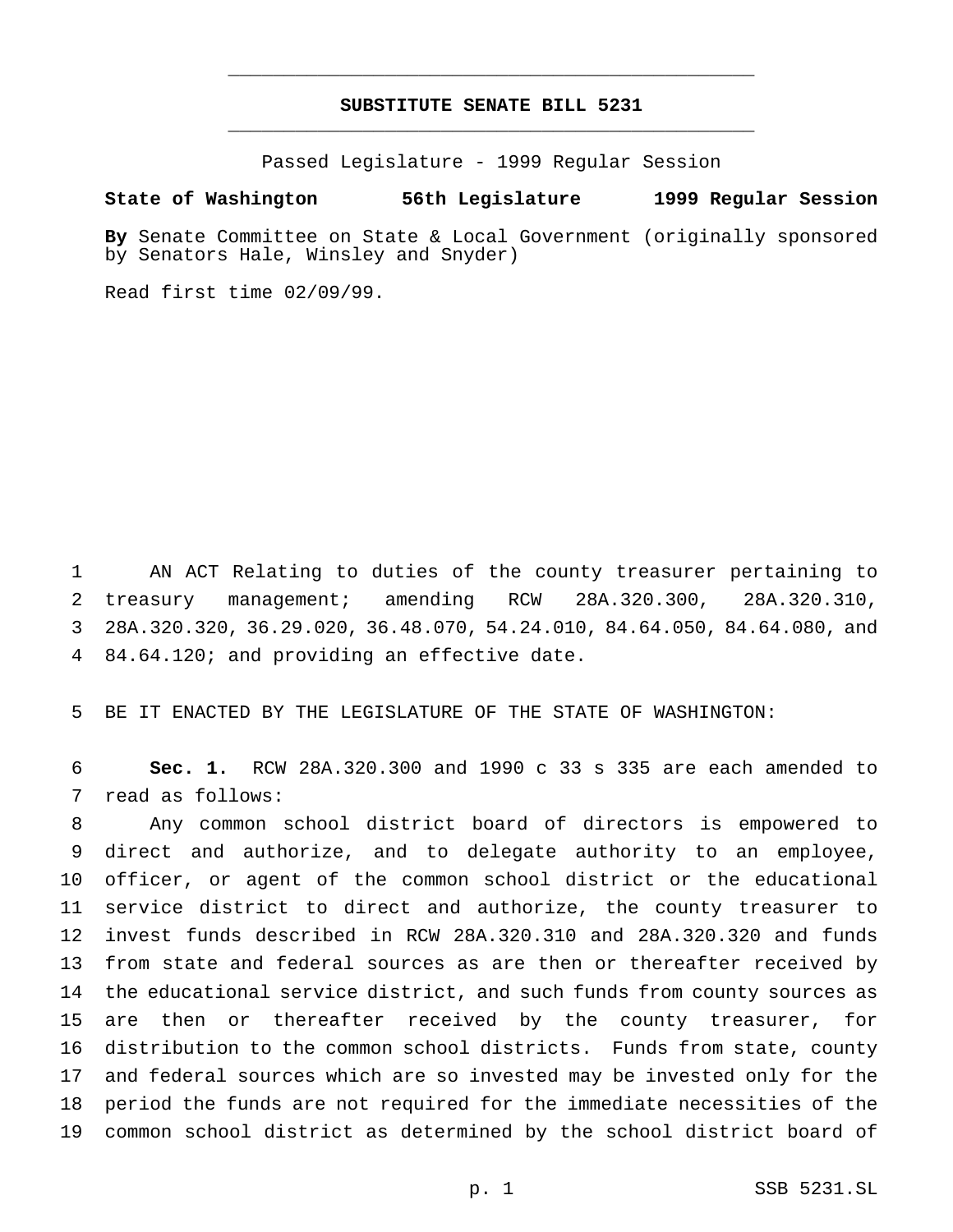# SUBSTITUTE SENATE BILL 5231

Passed Legislature - 1999 Regular Session

**State of Washington 56th Legislature 1999 Regular Session**

**By** Senate Committee on State & Local Government (originally sponsored by Senators Hale, Winsley and Snyder)

Read first time 02/09/99.

1 AN ACT Relating to duties of the county treasurer pertaining to
2 treasury management; amending RCW 28A.320.300, 28A.320.310,
3 28A.320.320, 36.29.020, 36.48.070, 54.24.010, 84.64.050, 84.64.080, and
4 84.64.120; and providing an effective date.

5 BE IT ENACTED BY THE LEGISLATURE OF THE STATE OF WASHINGTON:

6 **Sec. 1.** RCW 28A.320.300 and 1990 c 33 s 335 are each amended to
7 read as follows:

8 Any common school district board of directors is empowered to
9 direct and authorize, and to delegate authority to an employee,
10 officer, or agent of the common school district or the educational
11 service district to direct and authorize, the county treasurer to
12 invest funds described in RCW 28A.320.310 and 28A.320.320 and funds
13 from state and federal sources as are then or thereafter received by
14 the educational service district, and such funds from county sources as
15 are then or thereafter received by the county treasurer, for
16 distribution to the common school districts. Funds from state, county
17 and federal sources which are so invested may be invested only for the
18 period the funds are not required for the immediate necessities of the
19 common school district as determined by the school district board of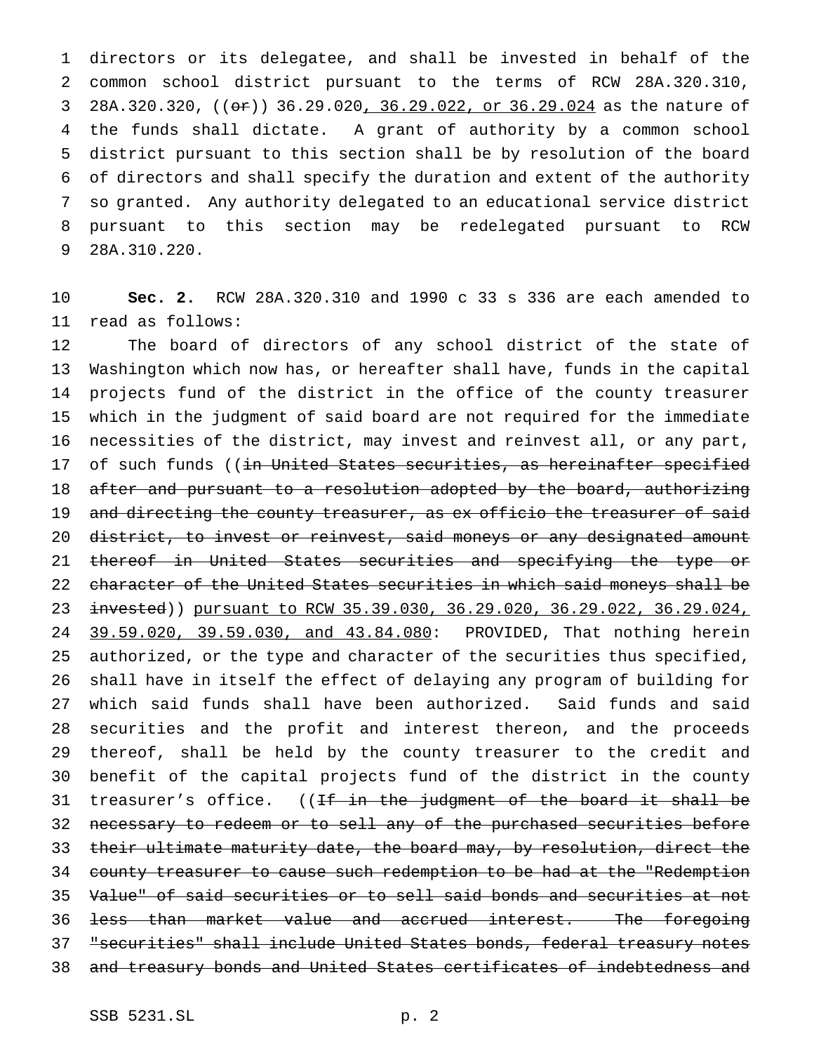directors or its delegatee, and shall be invested in behalf of the common school district pursuant to the terms of RCW 28A.320.310, 28A.320.320, ((~~or~~)) 36.29.020, 36.29.022, or 36.29.024 as the nature of the funds shall dictate. A grant of authority by a common school district pursuant to this section shall be by resolution of the board of directors and shall specify the duration and extent of the authority so granted. Any authority delegated to an educational service district pursuant to this section may be redelegated pursuant to RCW 28A.310.220.

**Sec. 2.** RCW 28A.320.310 and 1990 c 33 s 336 are each amended to read as follows:

The board of directors of any school district of the state of Washington which now has, or hereafter shall have, funds in the capital projects fund of the district in the office of the county treasurer which in the judgment of said board are not required for the immediate necessities of the district, may invest and reinvest all, or any part, of such funds ((~~in United States securities, as hereinafter specified after and pursuant to a resolution adopted by the board, authorizing and directing the county treasurer, as ex officio the treasurer of said district, to invest or reinvest, said moneys or any designated amount thereof in United States securities and specifying the type or character of the United States securities in which said moneys shall be invested~~)) pursuant to RCW 35.39.030, 36.29.020, 36.29.022, 36.29.024, 39.59.020, 39.59.030, and 43.84.080: PROVIDED, That nothing herein authorized, or the type and character of the securities thus specified, shall have in itself the effect of delaying any program of building for which said funds shall have been authorized. Said funds and said securities and the profit and interest thereon, and the proceeds thereof, shall be held by the county treasurer to the credit and benefit of the capital projects fund of the district in the county treasurer's office. ((~~If in the judgment of the board it shall be necessary to redeem or to sell any of the purchased securities before their ultimate maturity date, the board may, by resolution, direct the county treasurer to cause such redemption to be had at the "Redemption Value" of said securities or to sell said bonds and securities at not less than market value and accrued interest. The foregoing "securities" shall include United States bonds, federal treasury notes and treasury bonds and United States certificates of indebtedness and~~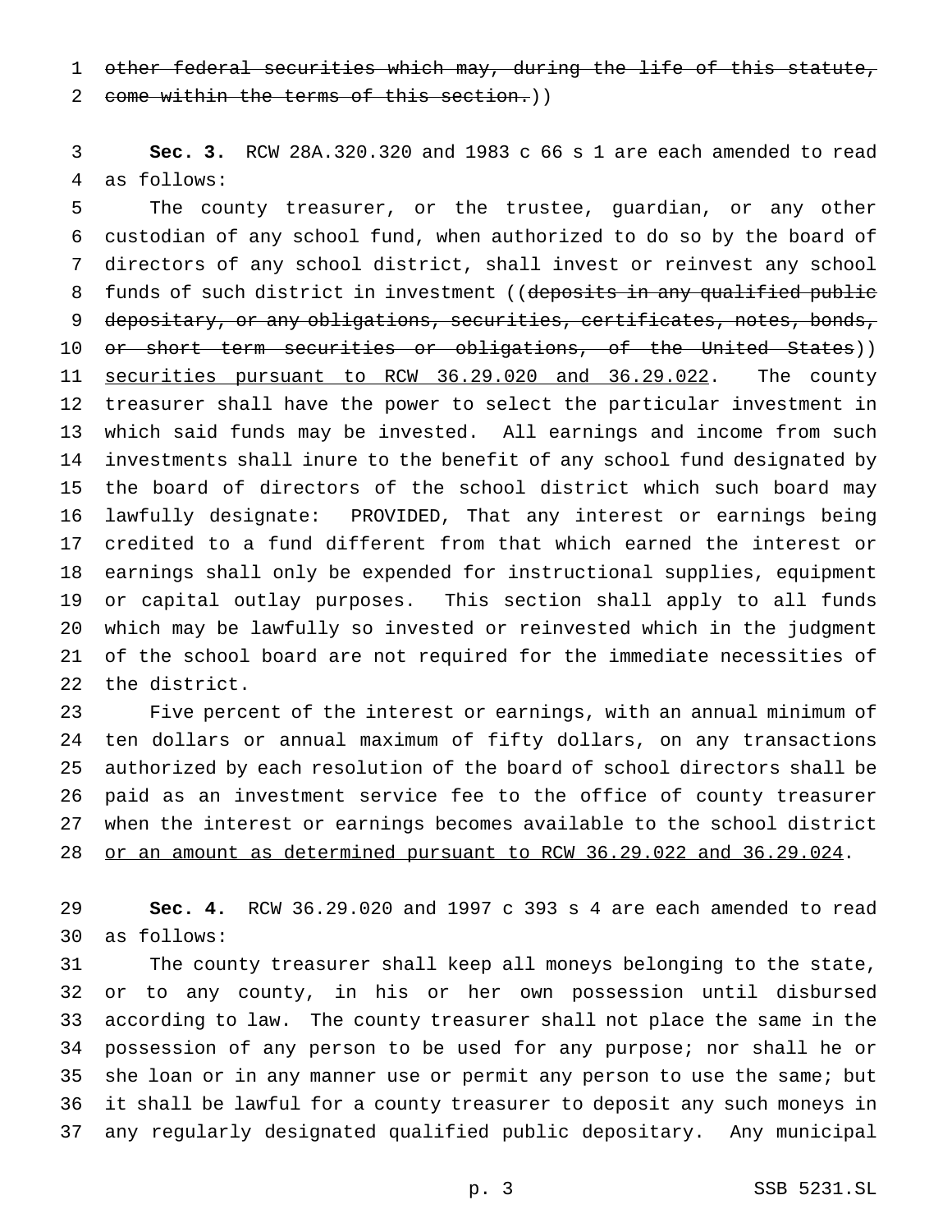~~other federal securities which may, during the life of this statute, come within the terms of this section.~~))

**Sec. 3.** RCW 28A.320.320 and 1983 c 66 s 1 are each amended to read as follows:

The county treasurer, or the trustee, guardian, or any other custodian of any school fund, when authorized to do so by the board of directors of any school district, shall invest or reinvest any school funds of such district in investment ((~~deposits in any qualified public depositary, or any obligations, securities, certificates, notes, bonds, or short term securities or obligations, of the United States~~)) <u>securities pursuant to RCW 36.29.020 and 36.29.022</u>. The county treasurer shall have the power to select the particular investment in which said funds may be invested. All earnings and income from such investments shall inure to the benefit of any school fund designated by the board of directors of the school district which such board may lawfully designate: PROVIDED, That any interest or earnings being credited to a fund different from that which earned the interest or earnings shall only be expended for instructional supplies, equipment or capital outlay purposes. This section shall apply to all funds which may be lawfully so invested or reinvested which in the judgment of the school board are not required for the immediate necessities of the district.

Five percent of the interest or earnings, with an annual minimum of ten dollars or annual maximum of fifty dollars, on any transactions authorized by each resolution of the board of school directors shall be paid as an investment service fee to the office of county treasurer when the interest or earnings becomes available to the school district <u>or an amount as determined pursuant to RCW 36.29.022 and 36.29.024</u>.

**Sec. 4.** RCW 36.29.020 and 1997 c 393 s 4 are each amended to read as follows:

The county treasurer shall keep all moneys belonging to the state, or to any county, in his or her own possession until disbursed according to law. The county treasurer shall not place the same in the possession of any person to be used for any purpose; nor shall he or she loan or in any manner use or permit any person to use the same; but it shall be lawful for a county treasurer to deposit any such moneys in any regularly designated qualified public depositary. Any municipal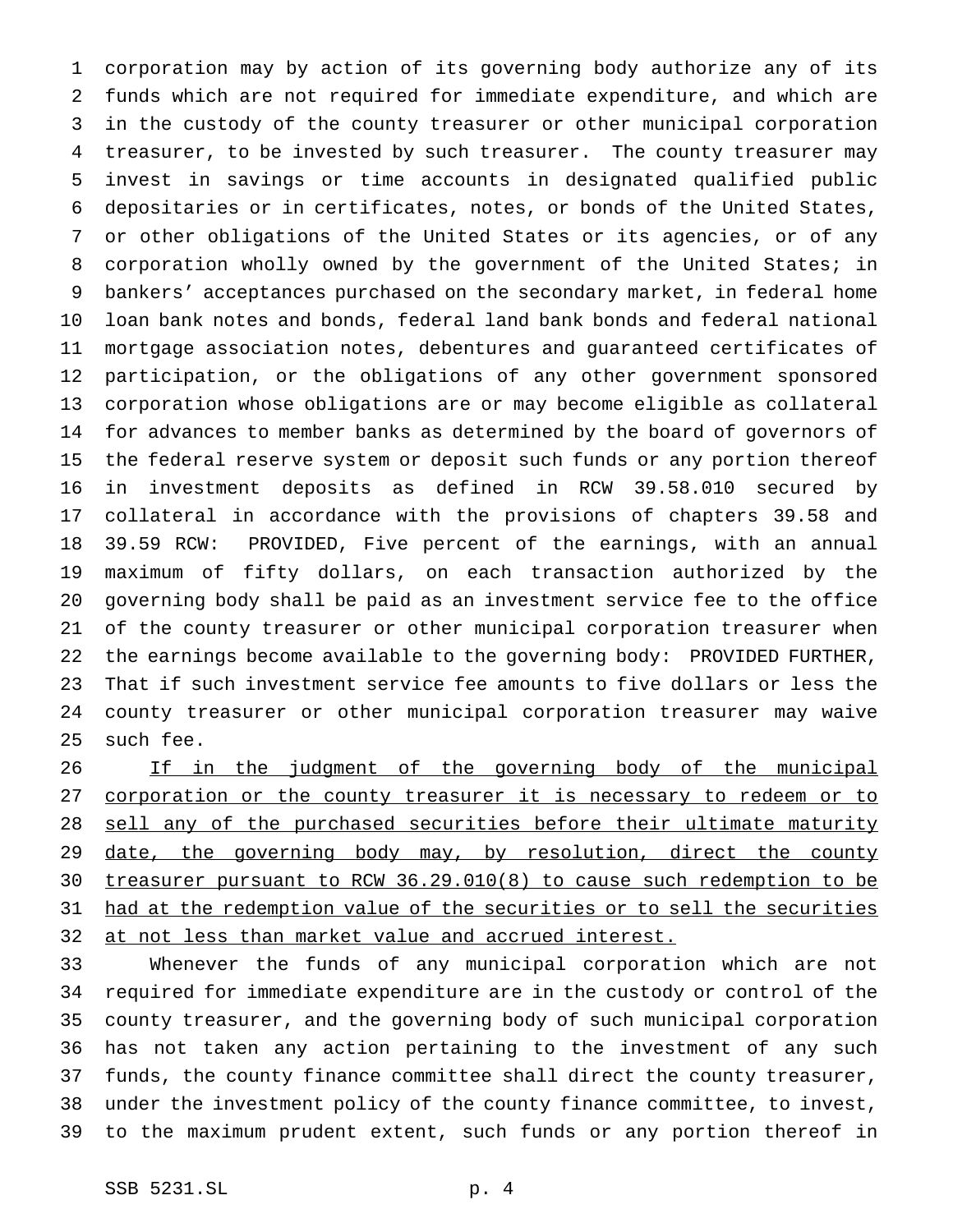corporation may by action of its governing body authorize any of its funds which are not required for immediate expenditure, and which are in the custody of the county treasurer or other municipal corporation treasurer, to be invested by such treasurer. The county treasurer may invest in savings or time accounts in designated qualified public depositaries or in certificates, notes, or bonds of the United States, or other obligations of the United States or its agencies, or of any corporation wholly owned by the government of the United States; in bankers' acceptances purchased on the secondary market, in federal home loan bank notes and bonds, federal land bank bonds and federal national mortgage association notes, debentures and guaranteed certificates of participation, or the obligations of any other government sponsored corporation whose obligations are or may become eligible as collateral for advances to member banks as determined by the board of governors of the federal reserve system or deposit such funds or any portion thereof in investment deposits as defined in RCW 39.58.010 secured by collateral in accordance with the provisions of chapters 39.58 and 39.59 RCW: PROVIDED, Five percent of the earnings, with an annual maximum of fifty dollars, on each transaction authorized by the governing body shall be paid as an investment service fee to the office of the county treasurer or other municipal corporation treasurer when the earnings become available to the governing body: PROVIDED FURTHER, That if such investment service fee amounts to five dollars or less the county treasurer or other municipal corporation treasurer may waive such fee.

<u>If in the judgment of the governing body of the municipal corporation or the county treasurer it is necessary to redeem or to sell any of the purchased securities before their ultimate maturity date, the governing body may, by resolution, direct the county treasurer pursuant to RCW 36.29.010(8) to cause such redemption to be had at the redemption value of the securities or to sell the securities at not less than market value and accrued interest.</u>

Whenever the funds of any municipal corporation which are not required for immediate expenditure are in the custody or control of the county treasurer, and the governing body of such municipal corporation has not taken any action pertaining to the investment of any such funds, the county finance committee shall direct the county treasurer, under the investment policy of the county finance committee, to invest, to the maximum prudent extent, such funds or any portion thereof in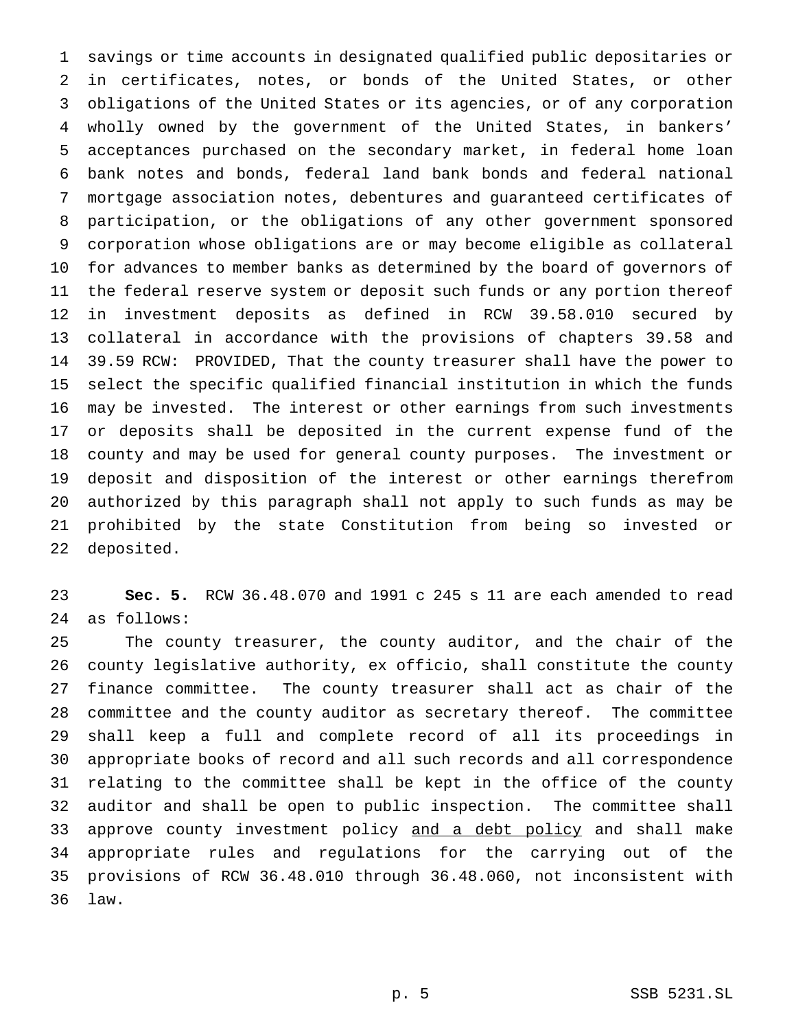savings or time accounts in designated qualified public depositaries or in certificates, notes, or bonds of the United States, or other obligations of the United States or its agencies, or of any corporation wholly owned by the government of the United States, in bankers' acceptances purchased on the secondary market, in federal home loan bank notes and bonds, federal land bank bonds and federal national mortgage association notes, debentures and guaranteed certificates of participation, or the obligations of any other government sponsored corporation whose obligations are or may become eligible as collateral for advances to member banks as determined by the board of governors of the federal reserve system or deposit such funds or any portion thereof in investment deposits as defined in RCW 39.58.010 secured by collateral in accordance with the provisions of chapters 39.58 and 39.59 RCW: PROVIDED, That the county treasurer shall have the power to select the specific qualified financial institution in which the funds may be invested. The interest or other earnings from such investments or deposits shall be deposited in the current expense fund of the county and may be used for general county purposes. The investment or deposit and disposition of the interest or other earnings therefrom authorized by this paragraph shall not apply to such funds as may be prohibited by the state Constitution from being so invested or deposited.

**Sec. 5.** RCW 36.48.070 and 1991 c 245 s 11 are each amended to read as follows:

The county treasurer, the county auditor, and the chair of the county legislative authority, ex officio, shall constitute the county finance committee. The county treasurer shall act as chair of the committee and the county auditor as secretary thereof. The committee shall keep a full and complete record of all its proceedings in appropriate books of record and all such records and all correspondence relating to the committee shall be kept in the office of the county auditor and shall be open to public inspection. The committee shall approve county investment policy <u>and a debt policy</u> and shall make appropriate rules and regulations for the carrying out of the provisions of RCW 36.48.010 through 36.48.060, not inconsistent with law.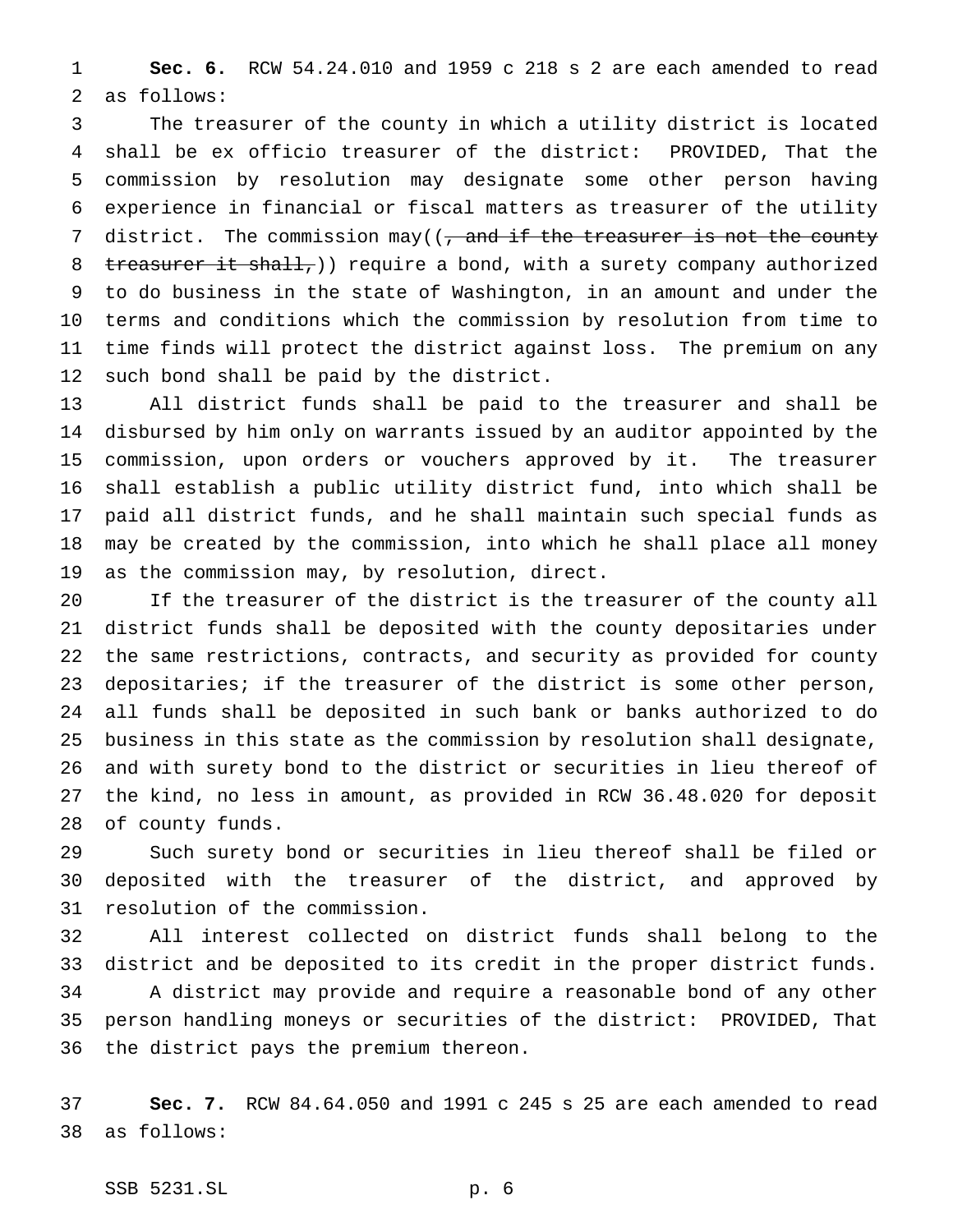**Sec. 6.** RCW 54.24.010 and 1959 c 218 s 2 are each amended to read as follows:

The treasurer of the county in which a utility district is located shall be ex officio treasurer of the district: PROVIDED, That the commission by resolution may designate some other person having experience in financial or fiscal matters as treasurer of the utility district. The commission may((~~, and if the treasurer is not the county treasurer it shall,~~)) require a bond, with a surety company authorized to do business in the state of Washington, in an amount and under the terms and conditions which the commission by resolution from time to time finds will protect the district against loss. The premium on any such bond shall be paid by the district.

All district funds shall be paid to the treasurer and shall be disbursed by him only on warrants issued by an auditor appointed by the commission, upon orders or vouchers approved by it. The treasurer shall establish a public utility district fund, into which shall be paid all district funds, and he shall maintain such special funds as may be created by the commission, into which he shall place all money as the commission may, by resolution, direct.

If the treasurer of the district is the treasurer of the county all district funds shall be deposited with the county depositaries under the same restrictions, contracts, and security as provided for county depositaries; if the treasurer of the district is some other person, all funds shall be deposited in such bank or banks authorized to do business in this state as the commission by resolution shall designate, and with surety bond to the district or securities in lieu thereof of the kind, no less in amount, as provided in RCW 36.48.020 for deposit of county funds.

Such surety bond or securities in lieu thereof shall be filed or deposited with the treasurer of the district, and approved by resolution of the commission.

All interest collected on district funds shall belong to the district and be deposited to its credit in the proper district funds.

A district may provide and require a reasonable bond of any other person handling moneys or securities of the district: PROVIDED, That the district pays the premium thereon.

**Sec. 7.** RCW 84.64.050 and 1991 c 245 s 25 are each amended to read as follows: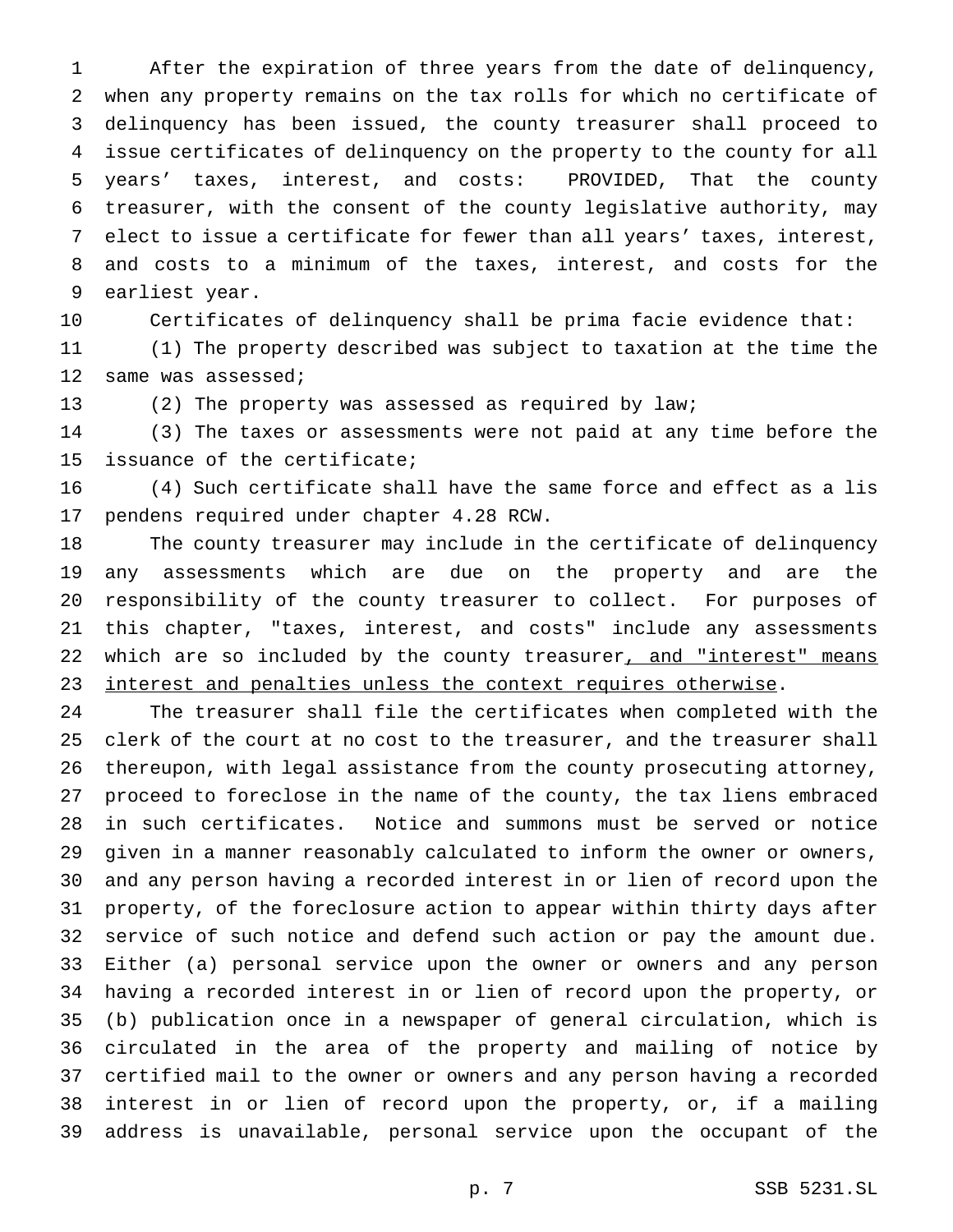After the expiration of three years from the date of delinquency, when any property remains on the tax rolls for which no certificate of delinquency has been issued, the county treasurer shall proceed to issue certificates of delinquency on the property to the county for all years' taxes, interest, and costs: PROVIDED, That the county treasurer, with the consent of the county legislative authority, may elect to issue a certificate for fewer than all years' taxes, interest, and costs to a minimum of the taxes, interest, and costs for the earliest year.

Certificates of delinquency shall be prima facie evidence that:

(1) The property described was subject to taxation at the time the same was assessed;

(2) The property was assessed as required by law;

(3) The taxes or assessments were not paid at any time before the issuance of the certificate;

(4) Such certificate shall have the same force and effect as a lis pendens required under chapter 4.28 RCW.

The county treasurer may include in the certificate of delinquency any assessments which are due on the property and are the responsibility of the county treasurer to collect. For purposes of this chapter, "taxes, interest, and costs" include any assessments which are so included by the county treasurer<u>, and "interest" means interest and penalties unless the context requires otherwise</u>.

The treasurer shall file the certificates when completed with the clerk of the court at no cost to the treasurer, and the treasurer shall thereupon, with legal assistance from the county prosecuting attorney, proceed to foreclose in the name of the county, the tax liens embraced in such certificates. Notice and summons must be served or notice given in a manner reasonably calculated to inform the owner or owners, and any person having a recorded interest in or lien of record upon the property, of the foreclosure action to appear within thirty days after service of such notice and defend such action or pay the amount due. Either (a) personal service upon the owner or owners and any person having a recorded interest in or lien of record upon the property, or (b) publication once in a newspaper of general circulation, which is circulated in the area of the property and mailing of notice by certified mail to the owner or owners and any person having a recorded interest in or lien of record upon the property, or, if a mailing address is unavailable, personal service upon the occupant of the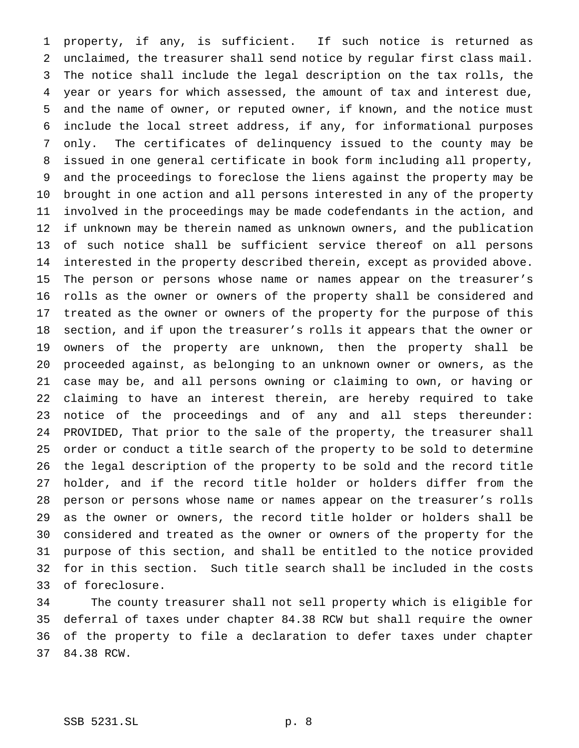property, if any, is sufficient. If such notice is returned as unclaimed, the treasurer shall send notice by regular first class mail. The notice shall include the legal description on the tax rolls, the year or years for which assessed, the amount of tax and interest due, and the name of owner, or reputed owner, if known, and the notice must include the local street address, if any, for informational purposes only. The certificates of delinquency issued to the county may be issued in one general certificate in book form including all property, and the proceedings to foreclose the liens against the property may be brought in one action and all persons interested in any of the property involved in the proceedings may be made codefendants in the action, and if unknown may be therein named as unknown owners, and the publication of such notice shall be sufficient service thereof on all persons interested in the property described therein, except as provided above. The person or persons whose name or names appear on the treasurer's rolls as the owner or owners of the property shall be considered and treated as the owner or owners of the property for the purpose of this section, and if upon the treasurer's rolls it appears that the owner or owners of the property are unknown, then the property shall be proceeded against, as belonging to an unknown owner or owners, as the case may be, and all persons owning or claiming to own, or having or claiming to have an interest therein, are hereby required to take notice of the proceedings and of any and all steps thereunder: PROVIDED, That prior to the sale of the property, the treasurer shall order or conduct a title search of the property to be sold to determine the legal description of the property to be sold and the record title holder, and if the record title holder or holders differ from the person or persons whose name or names appear on the treasurer's rolls as the owner or owners, the record title holder or holders shall be considered and treated as the owner or owners of the property for the purpose of this section, and shall be entitled to the notice provided for in this section. Such title search shall be included in the costs of foreclosure.

The county treasurer shall not sell property which is eligible for deferral of taxes under chapter 84.38 RCW but shall require the owner of the property to file a declaration to defer taxes under chapter 84.38 RCW.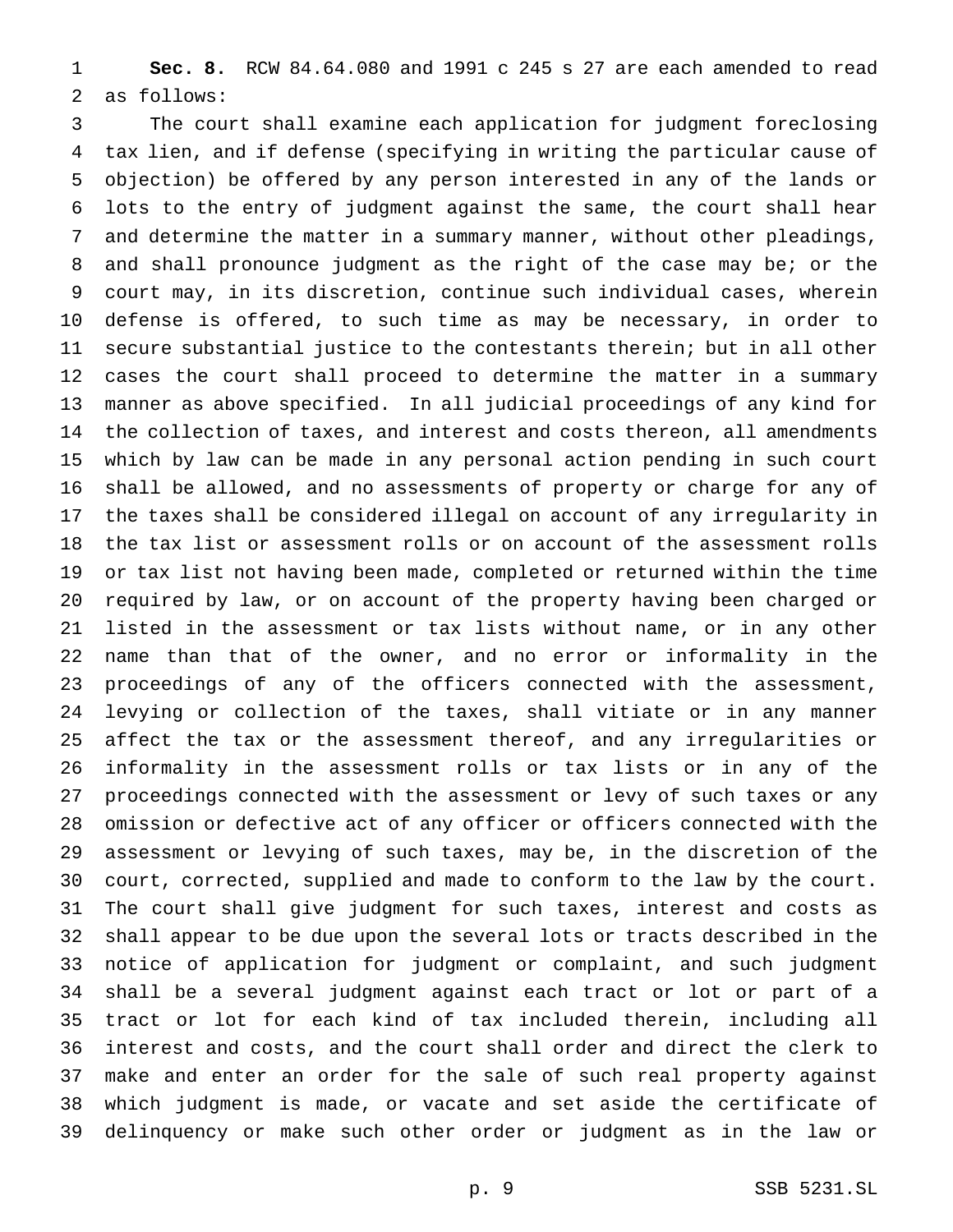**Sec. 8.** RCW 84.64.080 and 1991 c 245 s 27 are each amended to read as follows:

The court shall examine each application for judgment foreclosing tax lien, and if defense (specifying in writing the particular cause of objection) be offered by any person interested in any of the lands or lots to the entry of judgment against the same, the court shall hear and determine the matter in a summary manner, without other pleadings, and shall pronounce judgment as the right of the case may be; or the court may, in its discretion, continue such individual cases, wherein defense is offered, to such time as may be necessary, in order to secure substantial justice to the contestants therein; but in all other cases the court shall proceed to determine the matter in a summary manner as above specified. In all judicial proceedings of any kind for the collection of taxes, and interest and costs thereon, all amendments which by law can be made in any personal action pending in such court shall be allowed, and no assessments of property or charge for any of the taxes shall be considered illegal on account of any irregularity in the tax list or assessment rolls or on account of the assessment rolls or tax list not having been made, completed or returned within the time required by law, or on account of the property having been charged or listed in the assessment or tax lists without name, or in any other name than that of the owner, and no error or informality in the proceedings of any of the officers connected with the assessment, levying or collection of the taxes, shall vitiate or in any manner affect the tax or the assessment thereof, and any irregularities or informality in the assessment rolls or tax lists or in any of the proceedings connected with the assessment or levy of such taxes or any omission or defective act of any officer or officers connected with the assessment or levying of such taxes, may be, in the discretion of the court, corrected, supplied and made to conform to the law by the court. The court shall give judgment for such taxes, interest and costs as shall appear to be due upon the several lots or tracts described in the notice of application for judgment or complaint, and such judgment shall be a several judgment against each tract or lot or part of a tract or lot for each kind of tax included therein, including all interest and costs, and the court shall order and direct the clerk to make and enter an order for the sale of such real property against which judgment is made, or vacate and set aside the certificate of delinquency or make such other order or judgment as in the law or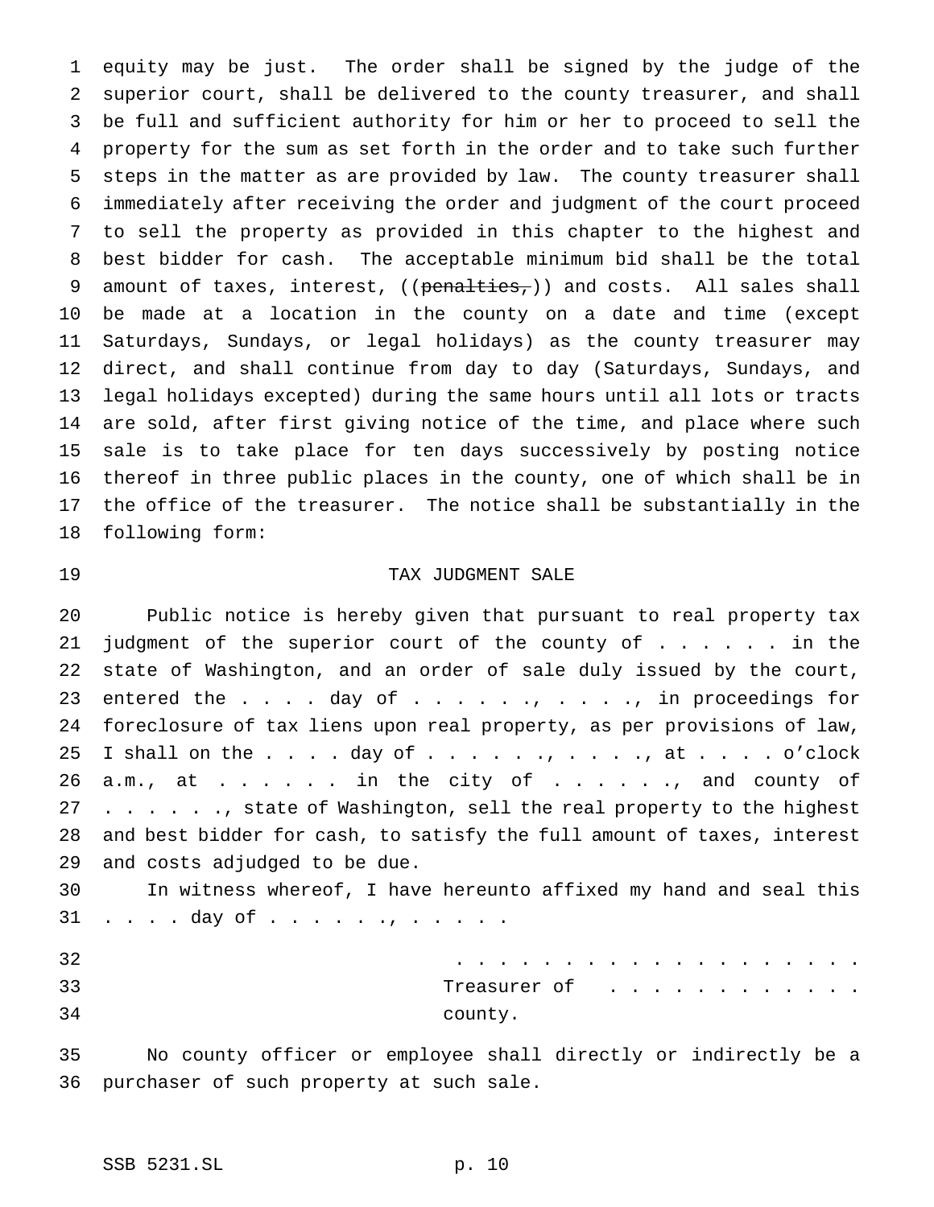equity may be just. The order shall be signed by the judge of the superior court, shall be delivered to the county treasurer, and shall be full and sufficient authority for him or her to proceed to sell the property for the sum as set forth in the order and to take such further steps in the matter as are provided by law. The county treasurer shall immediately after receiving the order and judgment of the court proceed to sell the property as provided in this chapter to the highest and best bidder for cash. The acceptable minimum bid shall be the total amount of taxes, interest, ((~~penalties,~~)) and costs. All sales shall be made at a location in the county on a date and time (except Saturdays, Sundays, or legal holidays) as the county treasurer may direct, and shall continue from day to day (Saturdays, Sundays, and legal holidays excepted) during the same hours until all lots or tracts are sold, after first giving notice of the time, and place where such sale is to take place for ten days successively by posting notice thereof in three public places in the county, one of which shall be in the office of the treasurer. The notice shall be substantially in the following form:

TAX JUDGMENT SALE

Public notice is hereby given that pursuant to real property tax judgment of the superior court of the county of . . . . . . in the state of Washington, and an order of sale duly issued by the court, entered the . . . . day of . . . . . ., . . . . ., in proceedings for foreclosure of tax liens upon real property, as per provisions of law, I shall on the . . . . day of . . . . . ., . . . . ., at . . . . o'clock a.m., at . . . . . . in the city of . . . . . ., and county of . . . . . ., state of Washington, sell the real property to the highest and best bidder for cash, to satisfy the full amount of taxes, interest and costs adjudged to be due.

In witness whereof, I have hereunto affixed my hand and seal this . . . . day of . . . . . ., . . . . .

. . . . . . . . . . . . . . . . . . .
Treasurer of . . . . . . . . . . . . .
county.

No county officer or employee shall directly or indirectly be a purchaser of such property at such sale.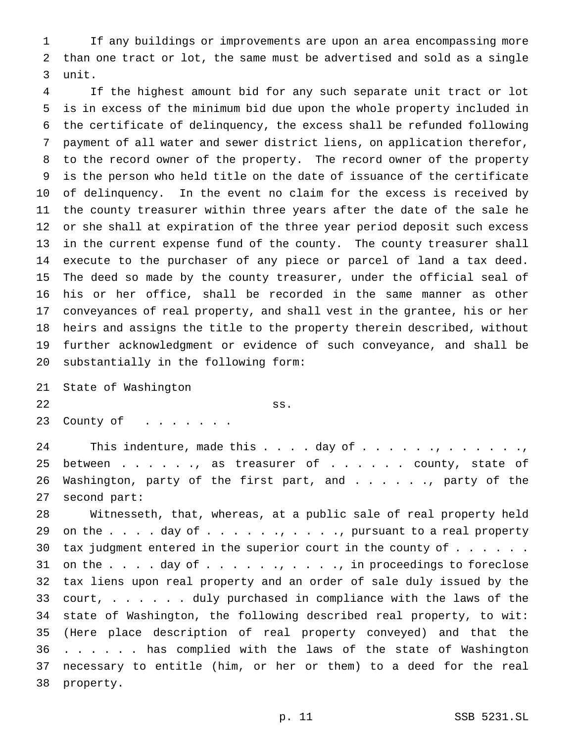If any buildings or improvements are upon an area encompassing more than one tract or lot, the same must be advertised and sold as a single unit.

If the highest amount bid for any such separate unit tract or lot is in excess of the minimum bid due upon the whole property included in the certificate of delinquency, the excess shall be refunded following payment of all water and sewer district liens, on application therefor, to the record owner of the property. The record owner of the property is the person who held title on the date of issuance of the certificate of delinquency. In the event no claim for the excess is received by the county treasurer within three years after the date of the sale he or she shall at expiration of the three year period deposit such excess in the current expense fund of the county. The county treasurer shall execute to the purchaser of any piece or parcel of land a tax deed. The deed so made by the county treasurer, under the official seal of his or her office, shall be recorded in the same manner as other conveyances of real property, and shall vest in the grantee, his or her heirs and assigns the title to the property therein described, without further acknowledgment or evidence of such conveyance, and shall be substantially in the following form:

State of Washington
ss.
County of . . . . . . .

This indenture, made this . . . . day of . . . . . . ., . . . . . . ., between . . . . . ., as treasurer of . . . . . . county, state of Washington, party of the first part, and . . . . . ., party of the second part:

Witnesseth, that, whereas, at a public sale of real property held on the . . . . day of . . . . . . ., . . . . ., pursuant to a real property tax judgment entered in the superior court in the county of . . . . . . on the . . . . day of . . . . . . ., . . . . ., in proceedings to foreclose tax liens upon real property and an order of sale duly issued by the court, . . . . . . duly purchased in compliance with the laws of the state of Washington, the following described real property, to wit: (Here place description of real property conveyed) and that the . . . . . . has complied with the laws of the state of Washington necessary to entitle (him, or her or them) to a deed for the real property.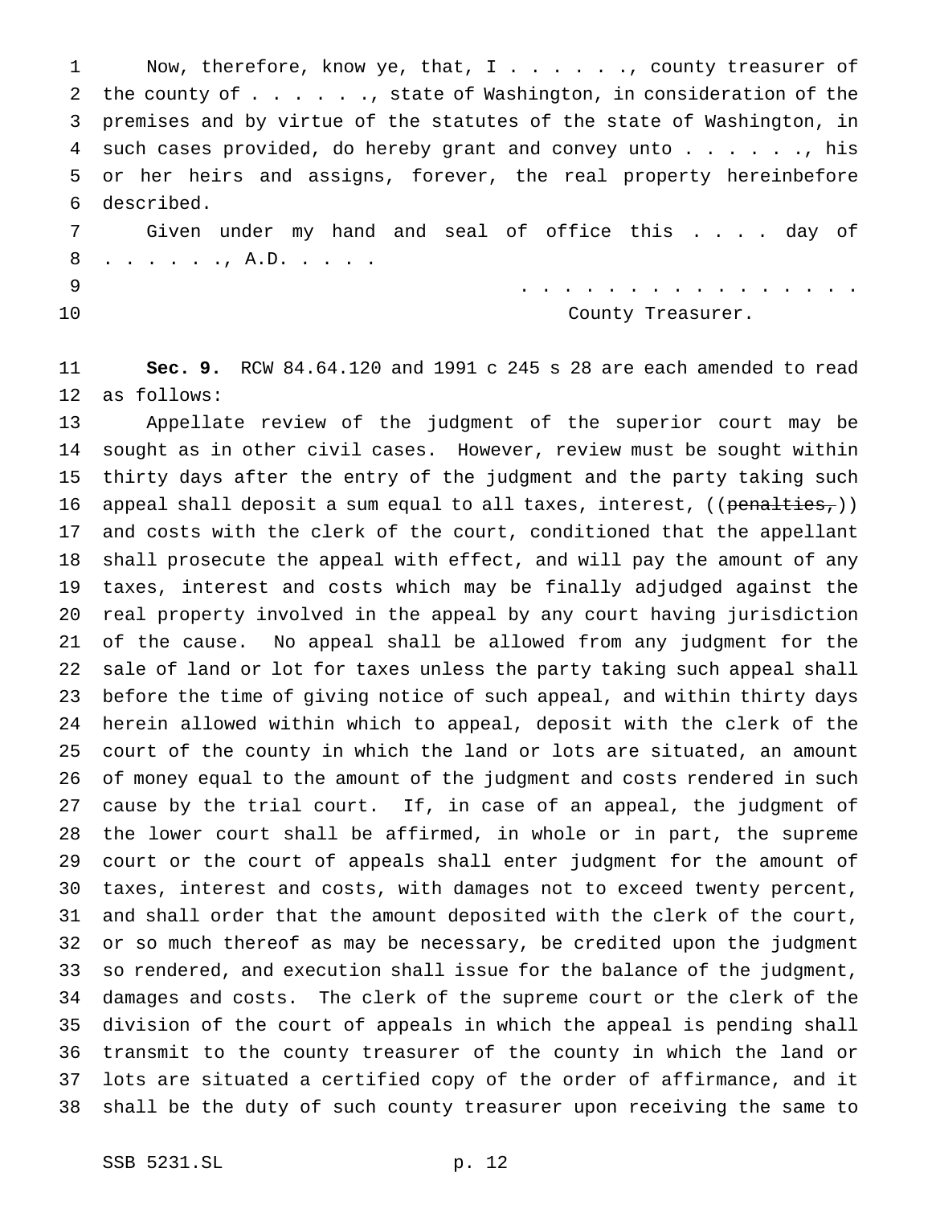Now, therefore, know ye, that, I . . . . . ., county treasurer of the county of . . . . . ., state of Washington, in consideration of the premises and by virtue of the statutes of the state of Washington, in such cases provided, do hereby grant and convey unto . . . . . ., his or her heirs and assigns, forever, the real property hereinbefore described.

Given under my hand and seal of office this . . . . day of . . . . . ., A.D. . . . .

. . . . . . . . . . . . . . . .
County Treasurer.

**Sec. 9.** RCW 84.64.120 and 1991 c 245 s 28 are each amended to read as follows:

Appellate review of the judgment of the superior court may be sought as in other civil cases. However, review must be sought within thirty days after the entry of the judgment and the party taking such appeal shall deposit a sum equal to all taxes, interest, ((~~penalties,~~)) and costs with the clerk of the court, conditioned that the appellant shall prosecute the appeal with effect, and will pay the amount of any taxes, interest and costs which may be finally adjudged against the real property involved in the appeal by any court having jurisdiction of the cause. No appeal shall be allowed from any judgment for the sale of land or lot for taxes unless the party taking such appeal shall before the time of giving notice of such appeal, and within thirty days herein allowed within which to appeal, deposit with the clerk of the court of the county in which the land or lots are situated, an amount of money equal to the amount of the judgment and costs rendered in such cause by the trial court. If, in case of an appeal, the judgment of the lower court shall be affirmed, in whole or in part, the supreme court or the court of appeals shall enter judgment for the amount of taxes, interest and costs, with damages not to exceed twenty percent, and shall order that the amount deposited with the clerk of the court, or so much thereof as may be necessary, be credited upon the judgment so rendered, and execution shall issue for the balance of the judgment, damages and costs. The clerk of the supreme court or the clerk of the division of the court of appeals in which the appeal is pending shall transmit to the county treasurer of the county in which the land or lots are situated a certified copy of the order of affirmance, and it shall be the duty of such county treasurer upon receiving the same to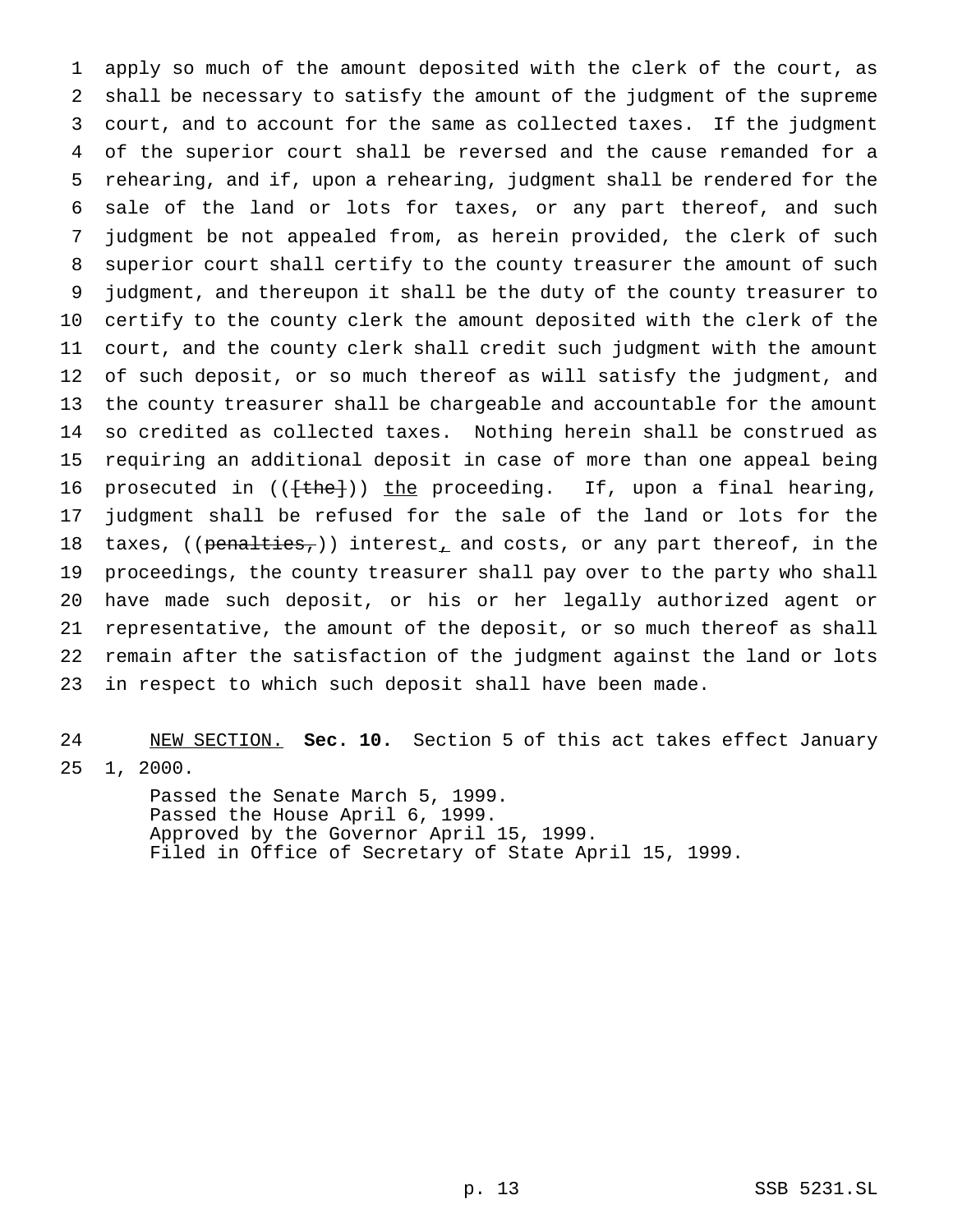apply so much of the amount deposited with the clerk of the court, as shall be necessary to satisfy the amount of the judgment of the supreme court, and to account for the same as collected taxes. If the judgment of the superior court shall be reversed and the cause remanded for a rehearing, and if, upon a rehearing, judgment shall be rendered for the sale of the land or lots for taxes, or any part thereof, and such judgment be not appealed from, as herein provided, the clerk of such superior court shall certify to the county treasurer the amount of such judgment, and thereupon it shall be the duty of the county treasurer to certify to the county clerk the amount deposited with the clerk of the court, and the county clerk shall credit such judgment with the amount of such deposit, or so much thereof as will satisfy the judgment, and the county treasurer shall be chargeable and accountable for the amount so credited as collected taxes. Nothing herein shall be construed as requiring an additional deposit in case of more than one appeal being prosecuted in (([the])) the proceeding. If, upon a final hearing, judgment shall be refused for the sale of the land or lots for the taxes, ((penalties,)) interest, and costs, or any part thereof, in the proceedings, the county treasurer shall pay over to the party who shall have made such deposit, or his or her legally authorized agent or representative, the amount of the deposit, or so much thereof as shall remain after the satisfaction of the judgment against the land or lots in respect to which such deposit shall have been made.

NEW SECTION. **Sec. 10.** Section 5 of this act takes effect January 1, 2000.

Passed the Senate March 5, 1999.
Passed the House April 6, 1999.
Approved by the Governor April 15, 1999.
Filed in Office of Secretary of State April 15, 1999.